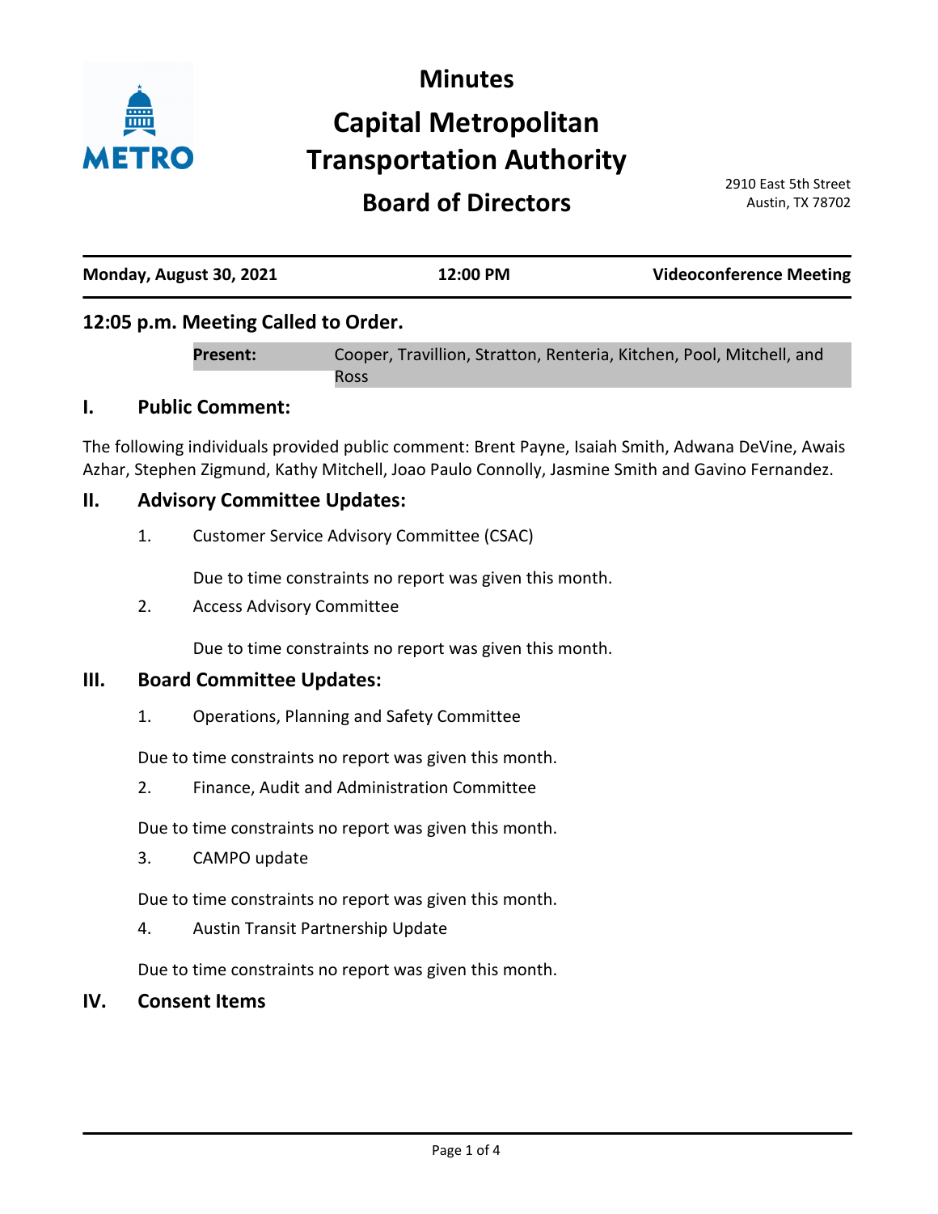# Minutes

# Capital Metropolitan Transportation Authority

## Board of Directors

2910 East 5th Street
Austin, TX 78702

| Monday, August 30, 2021 | 12:00 PM | Videoconference Meeting |
|---|---|---|

### 12:05 p.m. Meeting Called to Order.

**Present:** Cooper, Travillion, Stratton, Renteria, Kitchen, Pool, Mitchell, and Ross

## I. Public Comment:

The following individuals provided public comment: Brent Payne, Isaiah Smith, Adwana DeVine, Awais Azhar, Stephen Zigmund, Kathy Mitchell, Joao Paulo Connolly, Jasmine Smith and Gavino Fernandez.

## II. Advisory Committee Updates:

1. Customer Service Advisory Committee (CSAC)

   Due to time constraints no report was given this month.

2. Access Advisory Committee

   Due to time constraints no report was given this month.

## III. Board Committee Updates:

1. Operations, Planning and Safety Committee

   Due to time constraints no report was given this month.

2. Finance, Audit and Administration Committee

   Due to time constraints no report was given this month.

3. CAMPO update

   Due to time constraints no report was given this month.

4. Austin Transit Partnership Update

   Due to time constraints no report was given this month.

## IV. Consent Items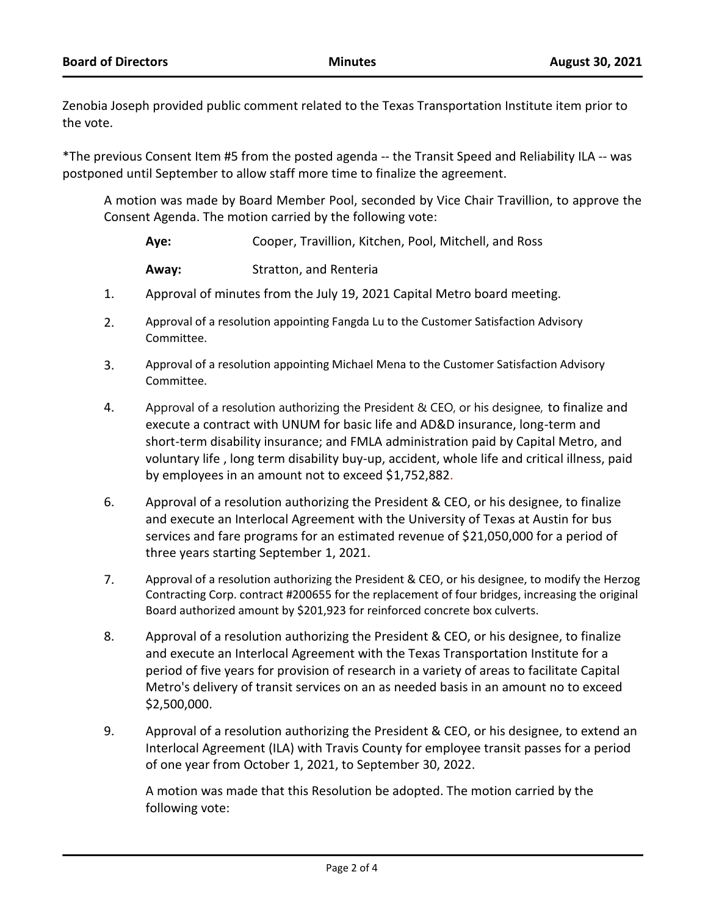Zenobia Joseph provided public comment related to the Texas Transportation Institute item prior to the vote.

*The previous Consent Item #5 from the posted agenda -- the Transit Speed and Reliability ILA -- was postponed until September to allow staff more time to finalize the agreement.

A motion was made by Board Member Pool, seconded by Vice Chair Travillion, to approve the Consent Agenda. The motion carried by the following vote:

**Aye:** Cooper, Travillion, Kitchen, Pool, Mitchell, and Ross

**Away:** Stratton, and Renteria

1. Approval of minutes from the July 19, 2021 Capital Metro board meeting.

2. Approval of a resolution appointing Fangda Lu to the Customer Satisfaction Advisory Committee.

3. Approval of a resolution appointing Michael Mena to the Customer Satisfaction Advisory Committee.

4. Approval of a resolution authorizing the President & CEO, or his designee, to finalize and execute a contract with UNUM for basic life and AD&D insurance, long-term and short-term disability insurance; and FMLA administration paid by Capital Metro, and voluntary life , long term disability buy-up, accident, whole life and critical illness, paid by employees in an amount not to exceed $1,752,882.

6. Approval of a resolution authorizing the President & CEO, or his designee, to finalize and execute an Interlocal Agreement with the University of Texas at Austin for bus services and fare programs for an estimated revenue of $21,050,000 for a period of three years starting September 1, 2021.

7. Approval of a resolution authorizing the President & CEO, or his designee, to modify the Herzog Contracting Corp. contract #200655 for the replacement of four bridges, increasing the original Board authorized amount by $201,923 for reinforced concrete box culverts.

8. Approval of a resolution authorizing the President & CEO, or his designee, to finalize and execute an Interlocal Agreement with the Texas Transportation Institute for a period of five years for provision of research in a variety of areas to facilitate Capital Metro's delivery of transit services on an as needed basis in an amount no to exceed $2,500,000.

9. Approval of a resolution authorizing the President & CEO, or his designee, to extend an Interlocal Agreement (ILA) with Travis County for employee transit passes for a period of one year from October 1, 2021, to September 30, 2022.

   A motion was made that this Resolution be adopted. The motion carried by the following vote: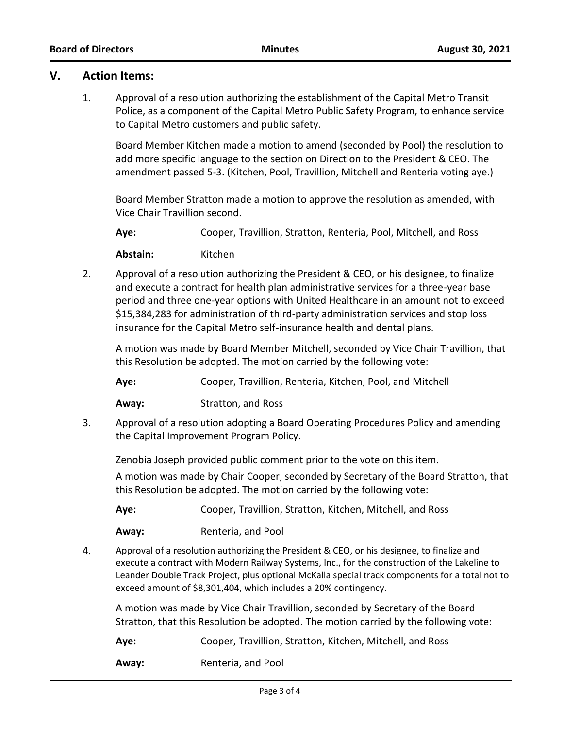## V. Action Items:

1. Approval of a resolution authorizing the establishment of the Capital Metro Transit Police, as a component of the Capital Metro Public Safety Program, to enhance service to Capital Metro customers and public safety.

   Board Member Kitchen made a motion to amend (seconded by Pool) the resolution to add more specific language to the section on Direction to the President & CEO. The amendment passed 5-3. (Kitchen, Pool, Travillion, Mitchell and Renteria voting aye.)

   Board Member Stratton made a motion to approve the resolution as amended, with Vice Chair Travillion second.

   **Aye:** Cooper, Travillion, Stratton, Renteria, Pool, Mitchell, and Ross

   **Abstain:** Kitchen

2. Approval of a resolution authorizing the President & CEO, or his designee, to finalize and execute a contract for health plan administrative services for a three-year base period and three one-year options with United Healthcare in an amount not to exceed $15,384,283 for administration of third-party administration services and stop loss insurance for the Capital Metro self-insurance health and dental plans.

   A motion was made by Board Member Mitchell, seconded by Vice Chair Travillion, that this Resolution be adopted. The motion carried by the following vote:

   **Aye:** Cooper, Travillion, Renteria, Kitchen, Pool, and Mitchell

   **Away:** Stratton, and Ross

3. Approval of a resolution adopting a Board Operating Procedures Policy and amending the Capital Improvement Program Policy.

   Zenobia Joseph provided public comment prior to the vote on this item.

   A motion was made by Chair Cooper, seconded by Secretary of the Board Stratton, that this Resolution be adopted. The motion carried by the following vote:

   **Aye:** Cooper, Travillion, Stratton, Kitchen, Mitchell, and Ross

   **Away:** Renteria, and Pool

4. Approval of a resolution authorizing the President & CEO, or his designee, to finalize and execute a contract with Modern Railway Systems, Inc., for the construction of the Lakeline to Leander Double Track Project, plus optional McKalla special track components for a total not to exceed amount of $8,301,404, which includes a 20% contingency.

   A motion was made by Vice Chair Travillion, seconded by Secretary of the Board Stratton, that this Resolution be adopted. The motion carried by the following vote:

   **Aye:** Cooper, Travillion, Stratton, Kitchen, Mitchell, and Ross

   **Away:** Renteria, and Pool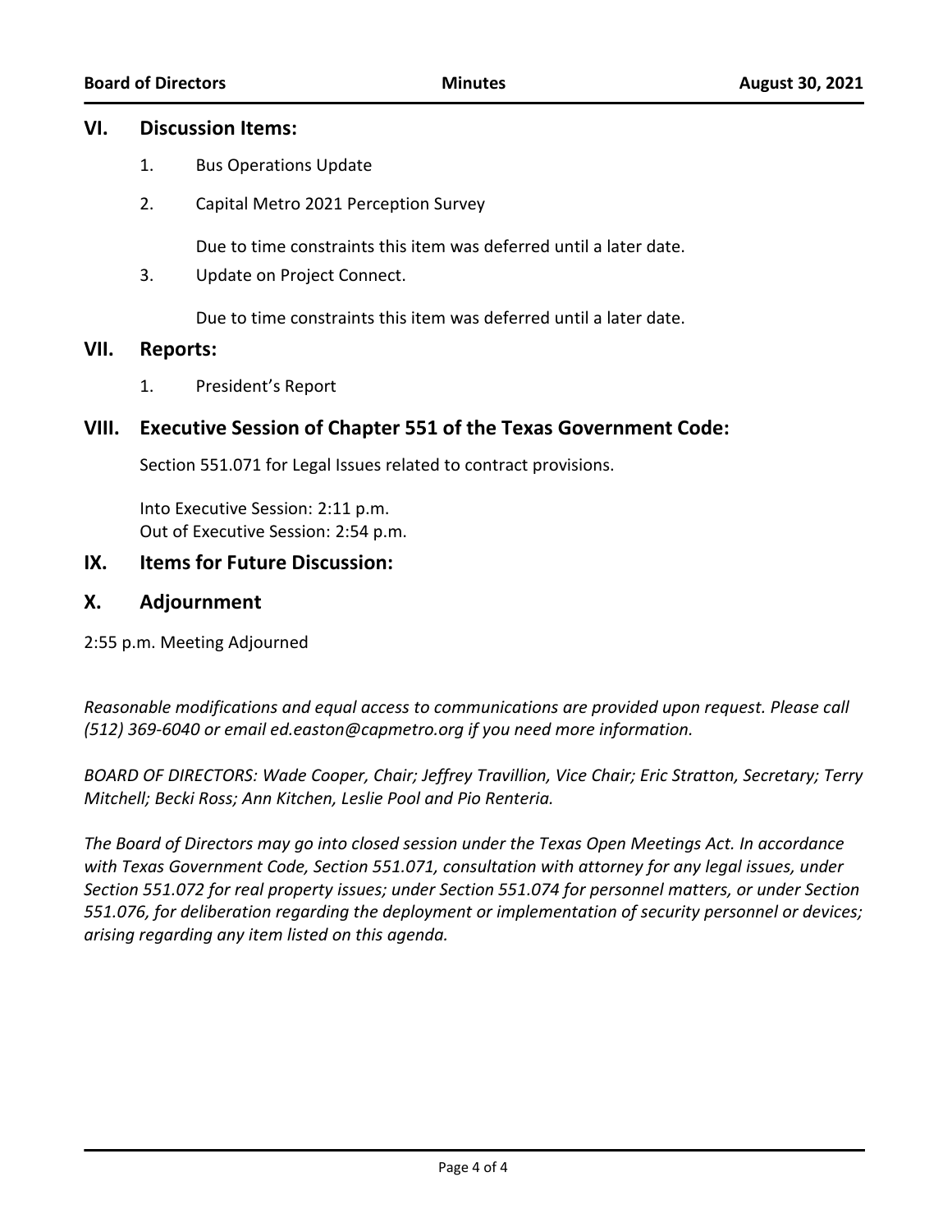## VI. Discussion Items:

1. Bus Operations Update
2. Capital Metro 2021 Perception Survey

   Due to time constraints this item was deferred until a later date.
3. Update on Project Connect.

   Due to time constraints this item was deferred until a later date.

## VII. Reports:

1. President's Report

## VIII. Executive Session of Chapter 551 of the Texas Government Code:

Section 551.071 for Legal Issues related to contract provisions.

Into Executive Session: 2:11 p.m.
Out of Executive Session: 2:54 p.m.

## IX. Items for Future Discussion:

## X. Adjournment

2:55 p.m. Meeting Adjourned

*Reasonable modifications and equal access to communications are provided upon request. Please call (512) 369-6040 or email ed.easton@capmetro.org if you need more information.*

*BOARD OF DIRECTORS: Wade Cooper, Chair; Jeffrey Travillion, Vice Chair; Eric Stratton, Secretary; Terry Mitchell; Becki Ross; Ann Kitchen, Leslie Pool and Pio Renteria.*

*The Board of Directors may go into closed session under the Texas Open Meetings Act. In accordance with Texas Government Code, Section 551.071, consultation with attorney for any legal issues, under Section 551.072 for real property issues; under Section 551.074 for personnel matters, or under Section 551.076, for deliberation regarding the deployment or implementation of security personnel or devices; arising regarding any item listed on this agenda.*